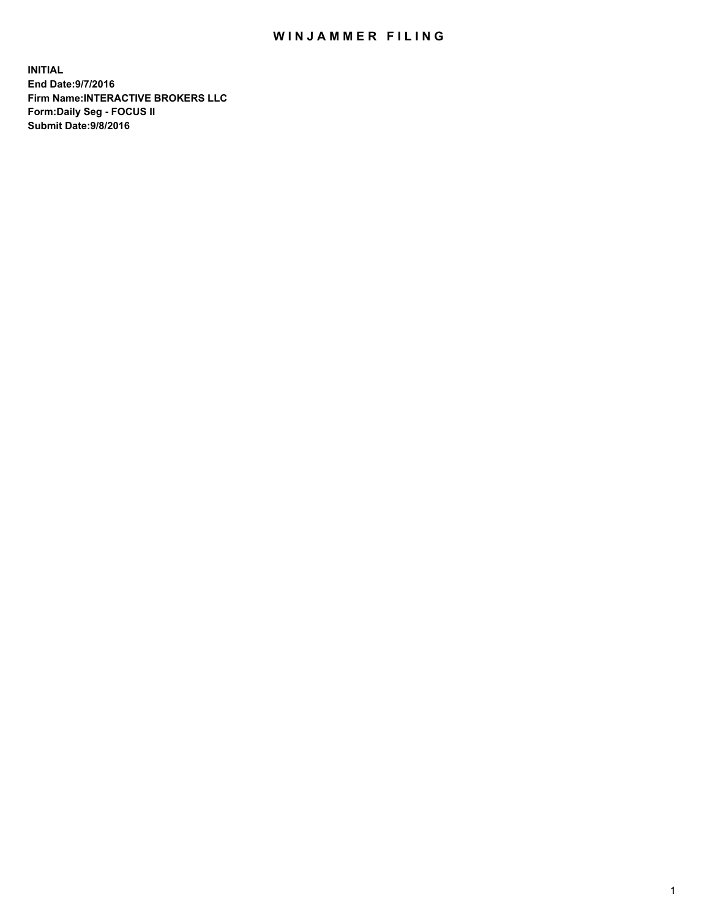# WINJAMMER FILING

**INITIAL**
**End Date:9/7/2016**
**Firm Name:INTERACTIVE BROKERS LLC**
**Form:Daily Seg - FOCUS II**
**Submit Date:9/8/2016**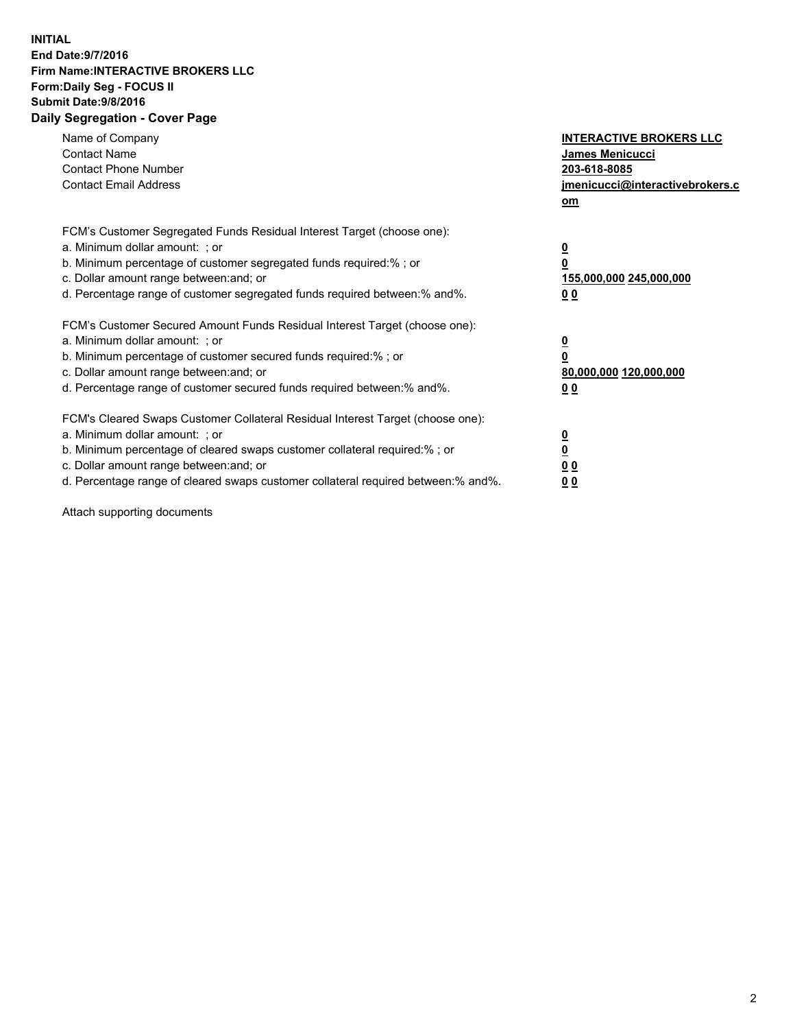**INITIAL**
**End Date:9/7/2016**
**Firm Name:INTERACTIVE BROKERS LLC**
**Form:Daily Seg - FOCUS II**
**Submit Date:9/8/2016**
**Daily Segregation - Cover Page**

| | |
|---|---|
| Name of Company | **INTERACTIVE BROKERS LLC** |
| Contact Name | **James Menicucci** |
| Contact Phone Number | **203-618-8085** |
| Contact Email Address | **jmenicucci@interactivebrokers.com** |

FCM's Customer Segregated Funds Residual Interest Target (choose one):

| | |
|---|---|
| a. Minimum dollar amount: ; or | **0** |
| b. Minimum percentage of customer segregated funds required:% ; or | **0** |
| c. Dollar amount range between:and; or | **155,000,000 245,000,000** |
| d. Percentage range of customer segregated funds required between:% and%. | **0 0** |

FCM's Customer Secured Amount Funds Residual Interest Target (choose one):

| | |
|---|---|
| a. Minimum dollar amount: ; or | **0** |
| b. Minimum percentage of customer secured funds required:% ; or | **0** |
| c. Dollar amount range between:and; or | **80,000,000 120,000,000** |
| d. Percentage range of customer secured funds required between:% and%. | **0 0** |

FCM's Cleared Swaps Customer Collateral Residual Interest Target (choose one):

| | |
|---|---|
| a. Minimum dollar amount: ; or | **0** |
| b. Minimum percentage of cleared swaps customer collateral required:% ; or | **0** |
| c. Dollar amount range between:and; or | **0 0** |
| d. Percentage range of cleared swaps customer collateral required between:% and%. | **0 0** |

Attach supporting documents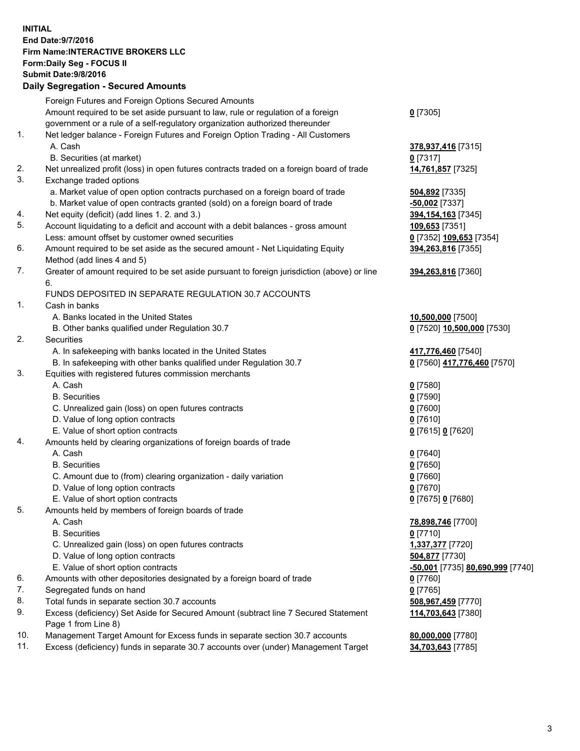**INITIAL**
**End Date:9/7/2016**
**Firm Name:INTERACTIVE BROKERS LLC**
**Form:Daily Seg - FOCUS II**
**Submit Date:9/8/2016**

### Daily Segregation - Secured Amounts

| | | |
|---|---|---|
| | Foreign Futures and Foreign Options Secured Amounts | |
| | Amount required to be set aside pursuant to law, rule or regulation of a foreign government or a rule of a self-regulatory organization authorized thereunder | **0** [7305] |
| 1. | Net ledger balance - Foreign Futures and Foreign Option Trading - All Customers | |
| | A. Cash | **378,937,416** [7315] |
| | B. Securities (at market) | **0** [7317] |
| 2. | Net unrealized profit (loss) in open futures contracts traded on a foreign board of trade | **14,761,857** [7325] |
| 3. | Exchange traded options | |
| | a. Market value of open option contracts purchased on a foreign board of trade | **504,892** [7335] |
| | b. Market value of open contracts granted (sold) on a foreign board of trade | **-50,002** [7337] |
| 4. | Net equity (deficit) (add lines 1. 2. and 3.) | **394,154,163** [7345] |
| 5. | Account liquidating to a deficit and account with a debit balances - gross amount | **109,653** [7351] |
| | Less: amount offset by customer owned securities | **0** [7352] **109,653** [7354] |
| 6. | Amount required to be set aside as the secured amount - Net Liquidating Equity Method (add lines 4 and 5) | **394,263,816** [7355] |
| 7. | Greater of amount required to be set aside pursuant to foreign jurisdiction (above) or line 6. | **394,263,816** [7360] |
| | FUNDS DEPOSITED IN SEPARATE REGULATION 30.7 ACCOUNTS | |
| 1. | Cash in banks | |
| | A. Banks located in the United States | **10,500,000** [7500] |
| | B. Other banks qualified under Regulation 30.7 | **0** [7520] **10,500,000** [7530] |
| 2. | Securities | |
| | A. In safekeeping with banks located in the United States | **417,776,460** [7540] |
| | B. In safekeeping with other banks qualified under Regulation 30.7 | **0** [7560] **417,776,460** [7570] |
| 3. | Equities with registered futures commission merchants | |
| | A. Cash | **0** [7580] |
| | B. Securities | **0** [7590] |
| | C. Unrealized gain (loss) on open futures contracts | **0** [7600] |
| | D. Value of long option contracts | **0** [7610] |
| | E. Value of short option contracts | **0** [7615] **0** [7620] |
| 4. | Amounts held by clearing organizations of foreign boards of trade | |
| | A. Cash | **0** [7640] |
| | B. Securities | **0** [7650] |
| | C. Amount due to (from) clearing organization - daily variation | **0** [7660] |
| | D. Value of long option contracts | **0** [7670] |
| | E. Value of short option contracts | **0** [7675] **0** [7680] |
| 5. | Amounts held by members of foreign boards of trade | |
| | A. Cash | **78,898,746** [7700] |
| | B. Securities | **0** [7710] |
| | C. Unrealized gain (loss) on open futures contracts | **1,337,377** [7720] |
| | D. Value of long option contracts | **504,877** [7730] |
| | E. Value of short option contracts | **-50,001** [7735] **80,690,999** [7740] |
| 6. | Amounts with other depositories designated by a foreign board of trade | **0** [7760] |
| 7. | Segregated funds on hand | **0** [7765] |
| 8. | Total funds in separate section 30.7 accounts | **508,967,459** [7770] |
| 9. | Excess (deficiency) Set Aside for Secured Amount (subtract line 7 Secured Statement Page 1 from Line 8) | **114,703,643** [7380] |
| 10. | Management Target Amount for Excess funds in separate section 30.7 accounts | **80,000,000** [7780] |
| 11. | Excess (deficiency) funds in separate 30.7 accounts over (under) Management Target | **34,703,643** [7785] |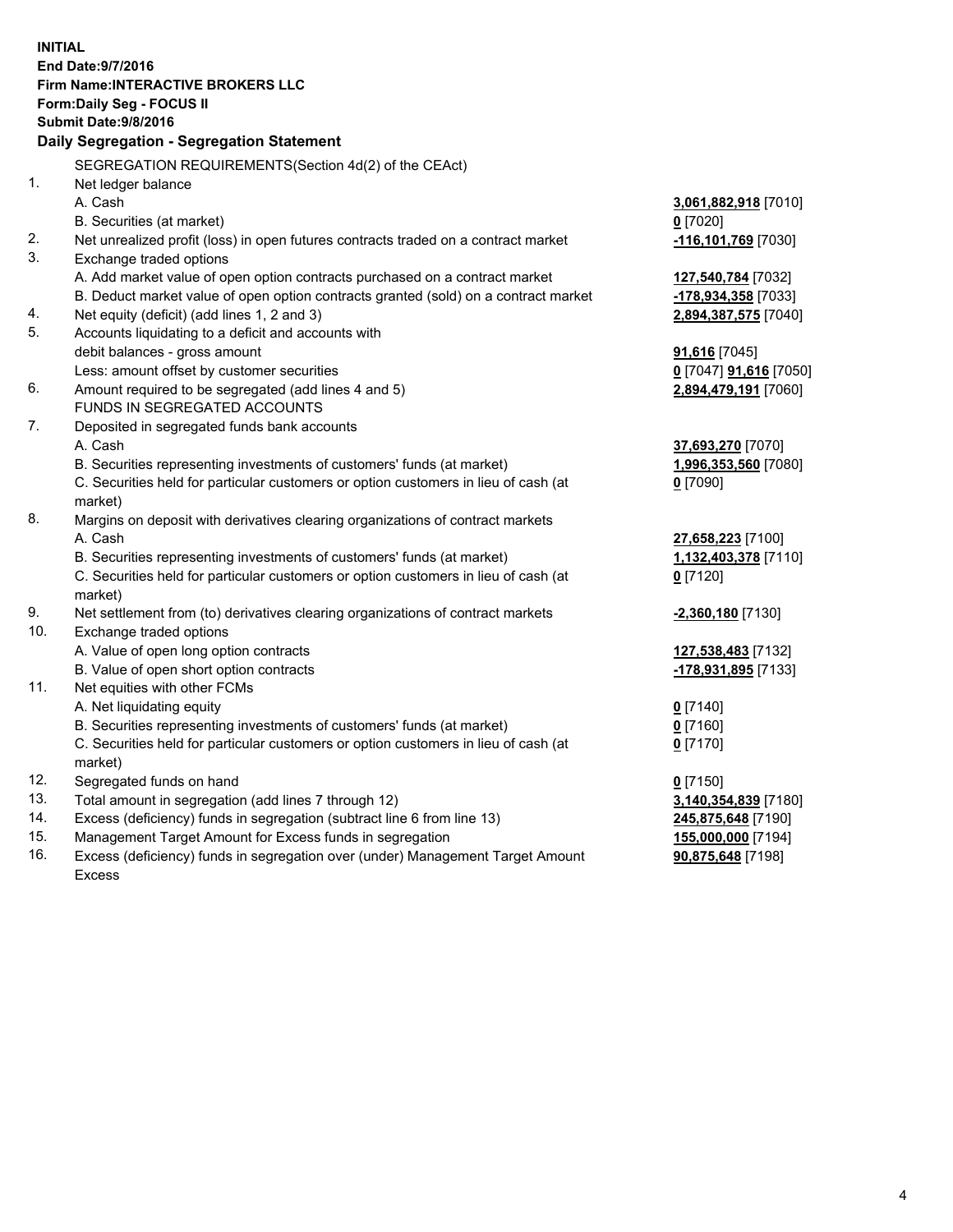**INITIAL**
**End Date:9/7/2016**
**Firm Name:INTERACTIVE BROKERS LLC**
**Form:Daily Seg - FOCUS II**
**Submit Date:9/8/2016**

## Daily Segregation - Segregation Statement

SEGREGATION REQUIREMENTS(Section 4d(2) of the CEAct)

| | | |
|---|---|---|
| 1. | Net ledger balance | |
| | A. Cash | **3,061,882,918** [7010] |
| | B. Securities (at market) | **0** [7020] |
| 2. | Net unrealized profit (loss) in open futures contracts traded on a contract market | **-116,101,769** [7030] |
| 3. | Exchange traded options | |
| | A. Add market value of open option contracts purchased on a contract market | **127,540,784** [7032] |
| | B. Deduct market value of open option contracts granted (sold) on a contract market | **-178,934,358** [7033] |
| 4. | Net equity (deficit) (add lines 1, 2 and 3) | **2,894,387,575** [7040] |
| 5. | Accounts liquidating to a deficit and accounts with debit balances - gross amount | **91,616** [7045] |
| | Less: amount offset by customer securities | **0** [7047] **91,616** [7050] |
| 6. | Amount required to be segregated (add lines 4 and 5) | **2,894,479,191** [7060] |
| | FUNDS IN SEGREGATED ACCOUNTS | |
| 7. | Deposited in segregated funds bank accounts | |
| | A. Cash | **37,693,270** [7070] |
| | B. Securities representing investments of customers' funds (at market) | **1,996,353,560** [7080] |
| | C. Securities held for particular customers or option customers in lieu of cash (at market) | **0** [7090] |
| 8. | Margins on deposit with derivatives clearing organizations of contract markets | |
| | A. Cash | **27,658,223** [7100] |
| | B. Securities representing investments of customers' funds (at market) | **1,132,403,378** [7110] |
| | C. Securities held for particular customers or option customers in lieu of cash (at market) | **0** [7120] |
| 9. | Net settlement from (to) derivatives clearing organizations of contract markets | **-2,360,180** [7130] |
| 10. | Exchange traded options | |
| | A. Value of open long option contracts | **127,538,483** [7132] |
| | B. Value of open short option contracts | **-178,931,895** [7133] |
| 11. | Net equities with other FCMs | |
| | A. Net liquidating equity | **0** [7140] |
| | B. Securities representing investments of customers' funds (at market) | **0** [7160] |
| | C. Securities held for particular customers or option customers in lieu of cash (at market) | **0** [7170] |
| 12. | Segregated funds on hand | **0** [7150] |
| 13. | Total amount in segregation (add lines 7 through 12) | **3,140,354,839** [7180] |
| 14. | Excess (deficiency) funds in segregation (subtract line 6 from line 13) | **245,875,648** [7190] |
| 15. | Management Target Amount for Excess funds in segregation | **155,000,000** [7194] |
| 16. | Excess (deficiency) funds in segregation over (under) Management Target Amount Excess | **90,875,648** [7198] |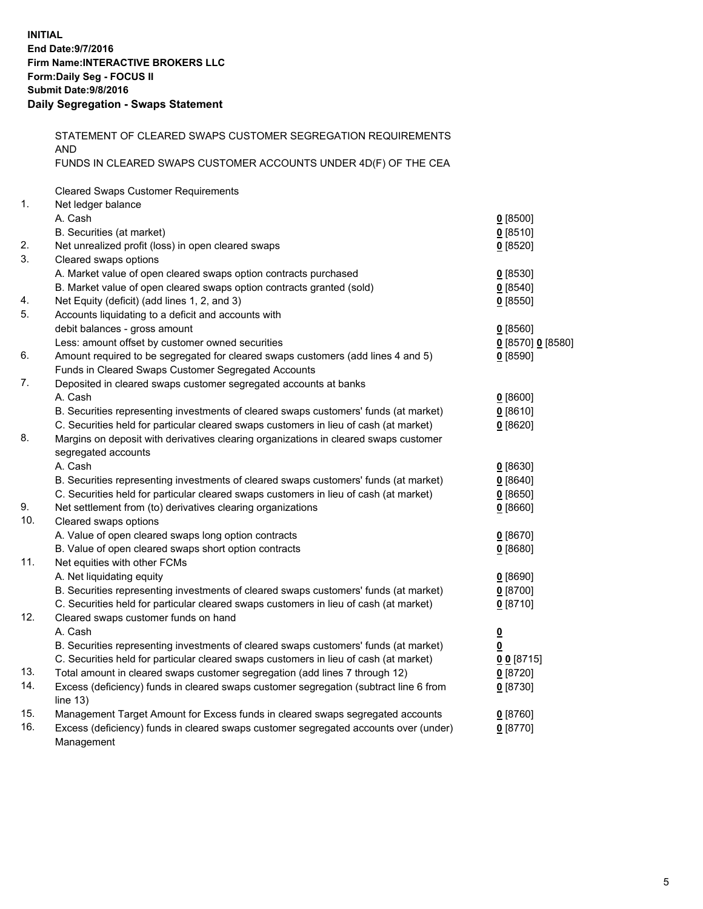**INITIAL**
**End Date:9/7/2016**
**Firm Name:INTERACTIVE BROKERS LLC**
**Form:Daily Seg - FOCUS II**
**Submit Date:9/8/2016**
**Daily Segregation - Swaps Statement**

STATEMENT OF CLEARED SWAPS CUSTOMER SEGREGATION REQUIREMENTS AND FUNDS IN CLEARED SWAPS CUSTOMER ACCOUNTS UNDER 4D(F) OF THE CEA

| | | |
|---|---|---|
| | Cleared Swaps Customer Requirements | |
| 1. | Net ledger balance | |
| | A. Cash | 0 [8500] |
| | B. Securities (at market) | 0 [8510] |
| 2. | Net unrealized profit (loss) in open cleared swaps | 0 [8520] |
| 3. | Cleared swaps options | |
| | A. Market value of open cleared swaps option contracts purchased | 0 [8530] |
| | B. Market value of open cleared swaps option contracts granted (sold) | 0 [8540] |
| 4. | Net Equity (deficit) (add lines 1, 2, and 3) | 0 [8550] |
| 5. | Accounts liquidating to a deficit and accounts with debit balances - gross amount | 0 [8560] |
| | Less: amount offset by customer owned securities | 0 [8570] 0 [8580] |
| 6. | Amount required to be segregated for cleared swaps customers (add lines 4 and 5) | 0 [8590] |
| | Funds in Cleared Swaps Customer Segregated Accounts | |
| 7. | Deposited in cleared swaps customer segregated accounts at banks | |
| | A. Cash | 0 [8600] |
| | B. Securities representing investments of cleared swaps customers' funds (at market) | 0 [8610] |
| | C. Securities held for particular cleared swaps customers in lieu of cash (at market) | 0 [8620] |
| 8. | Margins on deposit with derivatives clearing organizations in cleared swaps customer segregated accounts | |
| | A. Cash | 0 [8630] |
| | B. Securities representing investments of cleared swaps customers' funds (at market) | 0 [8640] |
| | C. Securities held for particular cleared swaps customers in lieu of cash (at market) | 0 [8650] |
| 9. | Net settlement from (to) derivatives clearing organizations | 0 [8660] |
| 10. | Cleared swaps options | |
| | A. Value of open cleared swaps long option contracts | 0 [8670] |
| | B. Value of open cleared swaps short option contracts | 0 [8680] |
| 11. | Net equities with other FCMs | |
| | A. Net liquidating equity | 0 [8690] |
| | B. Securities representing investments of cleared swaps customers' funds (at market) | 0 [8700] |
| | C. Securities held for particular cleared swaps customers in lieu of cash (at market) | 0 [8710] |
| 12. | Cleared swaps customer funds on hand | |
| | A. Cash | 0 |
| | B. Securities representing investments of cleared swaps customers' funds (at market) | 0 |
| | C. Securities held for particular cleared swaps customers in lieu of cash (at market) | 0 0 [8715] |
| 13. | Total amount in cleared swaps customer segregation (add lines 7 through 12) | 0 [8720] |
| 14. | Excess (deficiency) funds in cleared swaps customer segregation (subtract line 6 from line 13) | 0 [8730] |
| 15. | Management Target Amount for Excess funds in cleared swaps segregated accounts | 0 [8760] |
| 16. | Excess (deficiency) funds in cleared swaps customer segregated accounts over (under) Management | 0 [8770] |